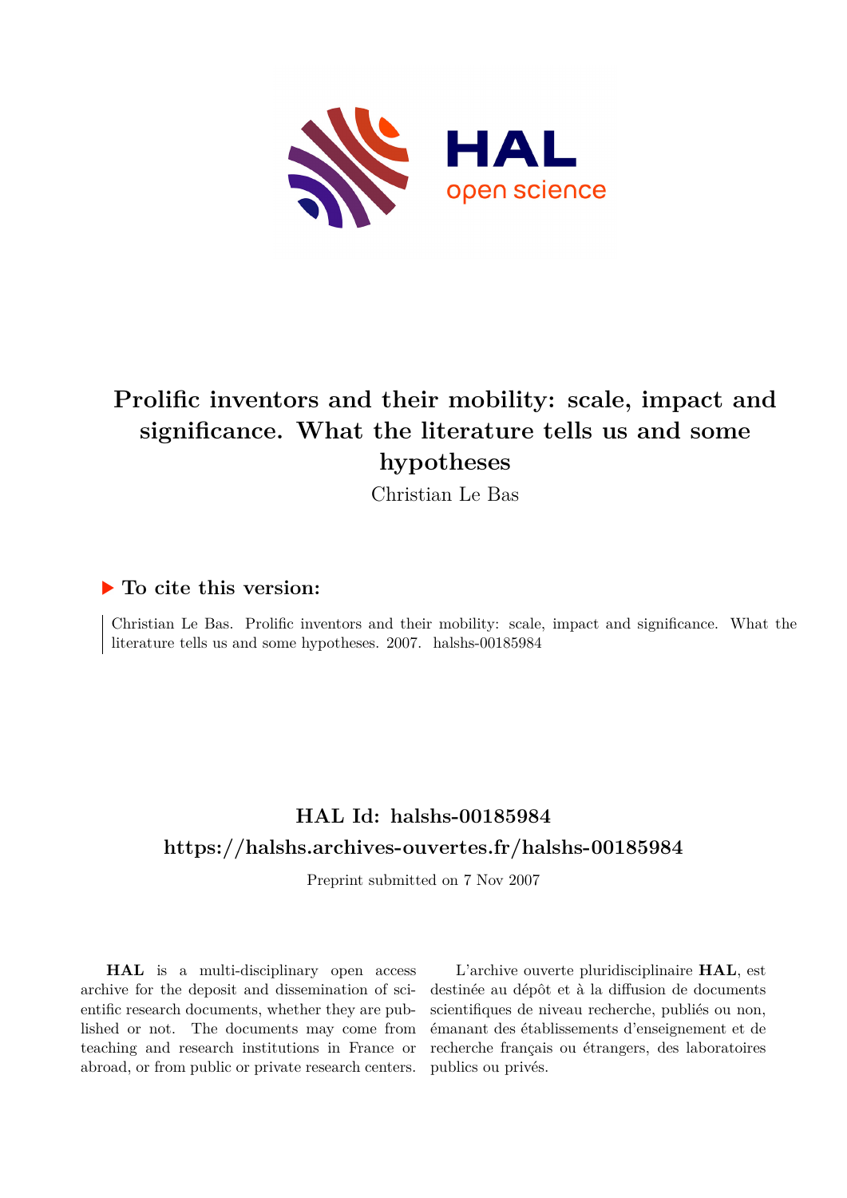# Prolific inventors and their mobility: scale, impact and significance. What the literature tells us and some hypotheses

Christian Le Bas

## ▶ To cite this version:

Christian Le Bas. Prolific inventors and their mobility: scale, impact and significance. What the literature tells us and some hypotheses. 2007. halshs-00185984

## HAL Id: halshs-00185984

## https://halshs.archives-ouvertes.fr/halshs-00185984

Preprint submitted on 7 Nov 2007

**HAL** is a multi-disciplinary open access archive for the deposit and dissemination of scientific research documents, whether they are published or not. The documents may come from teaching and research institutions in France or abroad, or from public or private research centers.

L'archive ouverte pluridisciplinaire **HAL**, est destinée au dépôt et à la diffusion de documents scientifiques de niveau recherche, publiés ou non, émanant des établissements d'enseignement et de recherche français ou étrangers, des laboratoires publics ou privés.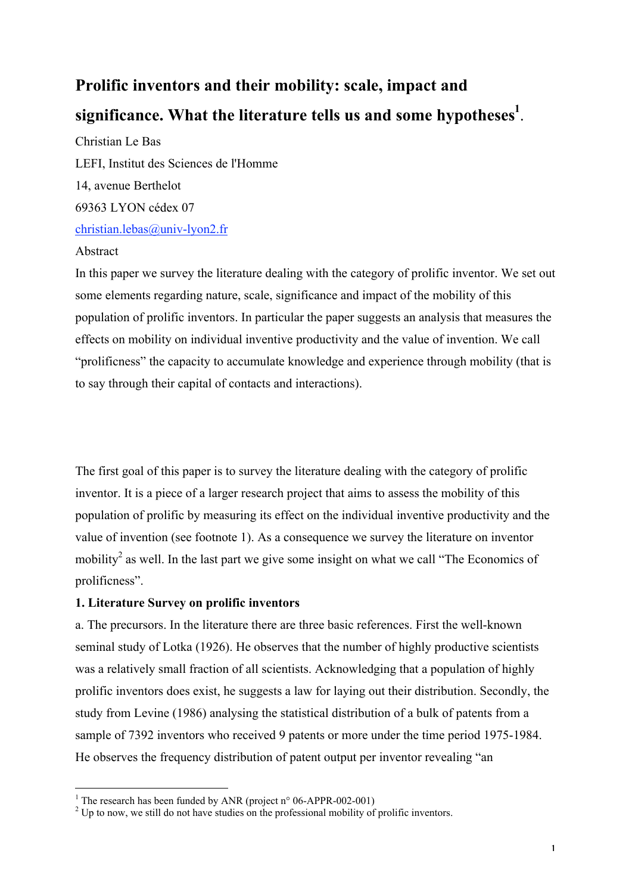# Prolific inventors and their mobility: scale, impact and significance. What the literature tells us and some hypotheses[1].

Christian Le Bas

LEFI, Institut des Sciences de l'Homme

14, avenue Berthelot

69363 LYON cédex 07

christian.lebas@univ-lyon2.fr

Abstract

In this paper we survey the literature dealing with the category of prolific inventor. We set out some elements regarding nature, scale, significance and impact of the mobility of this population of prolific inventors. In particular the paper suggests an analysis that measures the effects on mobility on individual inventive productivity and the value of invention. We call "prolificness" the capacity to accumulate knowledge and experience through mobility (that is to say through their capital of contacts and interactions).

The first goal of this paper is to survey the literature dealing with the category of prolific inventor. It is a piece of a larger research project that aims to assess the mobility of this population of prolific by measuring its effect on the individual inventive productivity and the value of invention (see footnote 1). As a consequence we survey the literature on inventor mobility[2] as well. In the last part we give some insight on what we call "The Economics of prolificness".

**1. Literature Survey on prolific inventors**

a. The precursors. In the literature there are three basic references. First the well-known seminal study of Lotka (1926). He observes that the number of highly productive scientists was a relatively small fraction of all scientists. Acknowledging that a population of highly prolific inventors does exist, he suggests a law for laying out their distribution. Secondly, the study from Levine (1986) analysing the statistical distribution of a bulk of patents from a sample of 7392 inventors who received 9 patents or more under the time period 1975-1984. He observes the frequency distribution of patent output per inventor revealing "an

[1] The research has been funded by ANR (project n° 06-APPR-002-001)

[2] Up to now, we still do not have studies on the professional mobility of prolific inventors.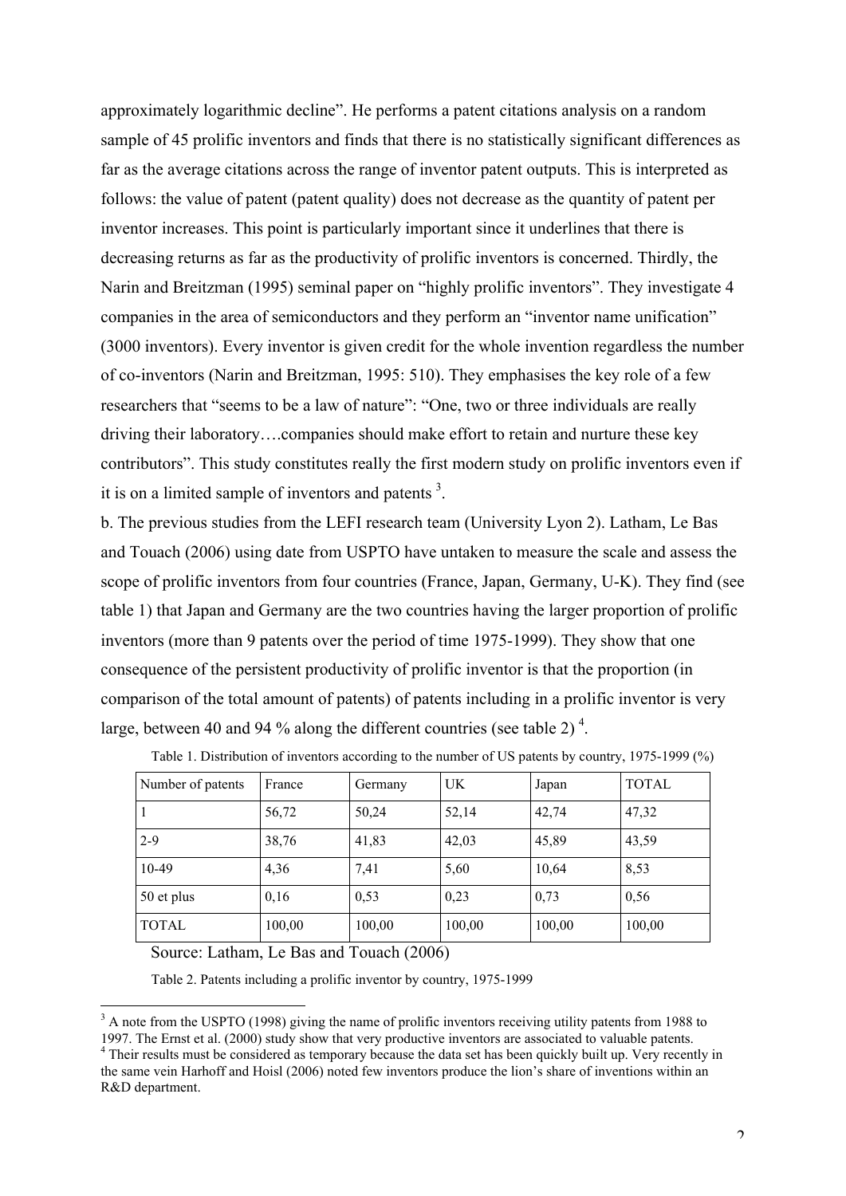approximately logarithmic decline". He performs a patent citations analysis on a random sample of 45 prolific inventors and finds that there is no statistically significant differences as far as the average citations across the range of inventor patent outputs. This is interpreted as follows: the value of patent (patent quality) does not decrease as the quantity of patent per inventor increases. This point is particularly important since it underlines that there is decreasing returns as far as the productivity of prolific inventors is concerned. Thirdly, the Narin and Breitzman (1995) seminal paper on "highly prolific inventors". They investigate 4 companies in the area of semiconductors and they perform an "inventor name unification" (3000 inventors). Every inventor is given credit for the whole invention regardless the number of co-inventors (Narin and Breitzman, 1995: 510). They emphasises the key role of a few researchers that "seems to be a law of nature": "One, two or three individuals are really driving their laboratory….companies should make effort to retain and nurture these key contributors". This study constitutes really the first modern study on prolific inventors even if it is on a limited sample of inventors and patents [3].

b. The previous studies from the LEFI research team (University Lyon 2). Latham, Le Bas and Touach (2006) using date from USPTO have untaken to measure the scale and assess the scope of prolific inventors from four countries (France, Japan, Germany, U-K). They find (see table 1) that Japan and Germany are the two countries having the larger proportion of prolific inventors (more than 9 patents over the period of time 1975-1999). They show that one consequence of the persistent productivity of prolific inventor is that the proportion (in comparison of the total amount of patents) of patents including in a prolific inventor is very large, between 40 and 94 % along the different countries (see table 2) [4].

Table 1. Distribution of inventors according to the number of US patents by country, 1975-1999 (%)

| Number of patents | France | Germany | UK | Japan | TOTAL |
|---|---|---|---|---|---|
| 1 | 56,72 | 50,24 | 52,14 | 42,74 | 47,32 |
| 2-9 | 38,76 | 41,83 | 42,03 | 45,89 | 43,59 |
| 10-49 | 4,36 | 7,41 | 5,60 | 10,64 | 8,53 |
| 50 et plus | 0,16 | 0,53 | 0,23 | 0,73 | 0,56 |
| TOTAL | 100,00 | 100,00 | 100,00 | 100,00 | 100,00 |

Source: Latham, Le Bas and Touach (2006)

Table 2. Patents including a prolific inventor by country, 1975-1999

[3] A note from the USPTO (1998) giving the name of prolific inventors receiving utility patents from 1988 to 1997. The Ernst et al. (2000) study show that very productive inventors are associated to valuable patents.

[4] Their results must be considered as temporary because the data set has been quickly built up. Very recently in the same vein Harhoff and Hoisl (2006) noted few inventors produce the lion's share of inventions within an R&D department.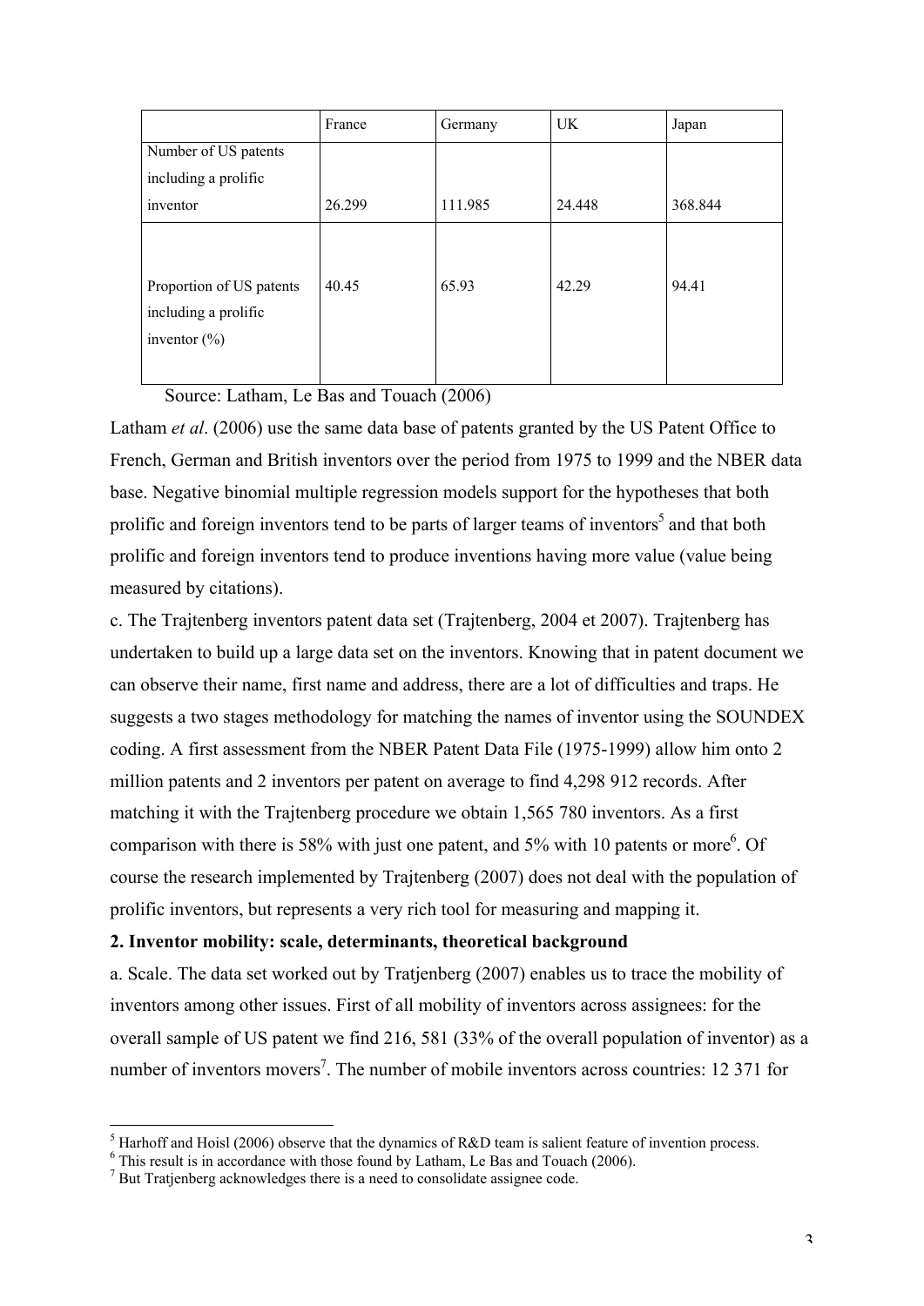| | France | Germany | UK | Japan |
|---|---|---|---|---|
| Number of US patents including a prolific inventor | 26.299 | 111.985 | 24.448 | 368.844 |
| Proportion of US patents including a prolific inventor (%) | 40.45 | 65.93 | 42.29 | 94.41 |

Source: Latham, Le Bas and Touach (2006)

Latham *et al*. (2006) use the same data base of patents granted by the US Patent Office to French, German and British inventors over the period from 1975 to 1999 and the NBER data base. Negative binomial multiple regression models support for the hypotheses that both prolific and foreign inventors tend to be parts of larger teams of inventors[5] and that both prolific and foreign inventors tend to produce inventions having more value (value being measured by citations).

c. The Trajtenberg inventors patent data set (Trajtenberg, 2004 et 2007). Trajtenberg has undertaken to build up a large data set on the inventors. Knowing that in patent document we can observe their name, first name and address, there are a lot of difficulties and traps. He suggests a two stages methodology for matching the names of inventor using the SOUNDEX coding. A first assessment from the NBER Patent Data File (1975-1999) allow him onto 2 million patents and 2 inventors per patent on average to find 4,298 912 records. After matching it with the Trajtenberg procedure we obtain 1,565 780 inventors. As a first comparison with there is 58% with just one patent, and 5% with 10 patents or more[6]. Of course the research implemented by Trajtenberg (2007) does not deal with the population of prolific inventors, but represents a very rich tool for measuring and mapping it.

**2. Inventor mobility: scale, determinants, theoretical background**

a. Scale. The data set worked out by Tratjenberg (2007) enables us to trace the mobility of inventors among other issues. First of all mobility of inventors across assignees: for the overall sample of US patent we find 216, 581 (33% of the overall population of inventor) as a number of inventors movers[7]. The number of mobile inventors across countries: 12 371 for

[5] Harhoff and Hoisl (2006) observe that the dynamics of R&D team is salient feature of invention process.

[6] This result is in accordance with those found by Latham, Le Bas and Touach (2006).

[7] But Tratjenberg acknowledges there is a need to consolidate assignee code.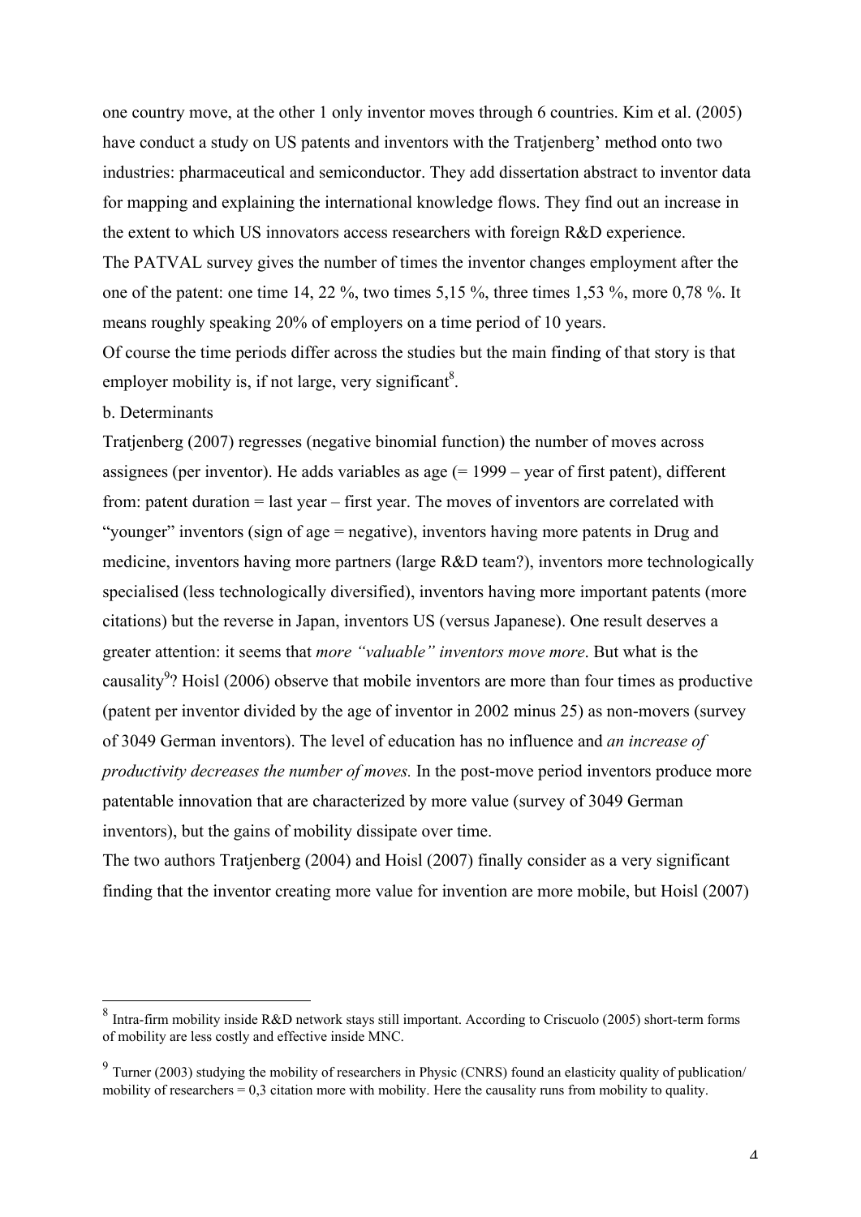one country move, at the other 1 only inventor moves through 6 countries. Kim et al. (2005) have conduct a study on US patents and inventors with the Tratjenberg' method onto two industries: pharmaceutical and semiconductor. They add dissertation abstract to inventor data for mapping and explaining the international knowledge flows. They find out an increase in the extent to which US innovators access researchers with foreign R&D experience.

The PATVAL survey gives the number of times the inventor changes employment after the one of the patent: one time 14, 22 %, two times 5,15 %, three times 1,53 %, more 0,78 %. It means roughly speaking 20% of employers on a time period of 10 years.

Of course the time periods differ across the studies but the main finding of that story is that employer mobility is, if not large, very significant[8].

b. Determinants

Tratjenberg (2007) regresses (negative binomial function) the number of moves across assignees (per inventor). He adds variables as age (= 1999 – year of first patent), different from: patent duration = last year – first year. The moves of inventors are correlated with "younger" inventors (sign of age = negative), inventors having more patents in Drug and medicine, inventors having more partners (large R&D team?), inventors more technologically specialised (less technologically diversified), inventors having more important patents (more citations) but the reverse in Japan, inventors US (versus Japanese). One result deserves a greater attention: it seems that *more "valuable" inventors move more*. But what is the causality[9]? Hoisl (2006) observe that mobile inventors are more than four times as productive (patent per inventor divided by the age of inventor in 2002 minus 25) as non-movers (survey of 3049 German inventors). The level of education has no influence and *an increase of productivity decreases the number of moves.* In the post-move period inventors produce more patentable innovation that are characterized by more value (survey of 3049 German inventors), but the gains of mobility dissipate over time.

The two authors Tratjenberg (2004) and Hoisl (2007) finally consider as a very significant finding that the inventor creating more value for invention are more mobile, but Hoisl (2007)

---

[8] Intra-firm mobility inside R&D network stays still important. According to Criscuolo (2005) short-term forms of mobility are less costly and effective inside MNC.

[9] Turner (2003) studying the mobility of researchers in Physic (CNRS) found an elasticity quality of publication/ mobility of researchers = 0,3 citation more with mobility. Here the causality runs from mobility to quality.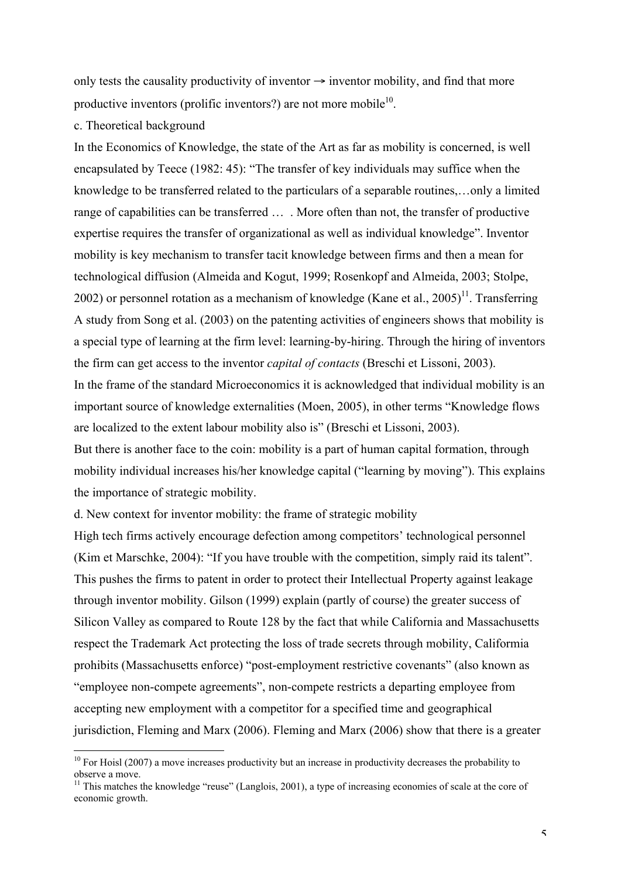only tests the causality productivity of inventor → inventor mobility, and find that more productive inventors (prolific inventors?) are not more mobile[10].

c. Theoretical background

In the Economics of Knowledge, the state of the Art as far as mobility is concerned, is well encapsulated by Teece (1982: 45): "The transfer of key individuals may suffice when the knowledge to be transferred related to the particulars of a separable routines,…only a limited range of capabilities can be transferred … . More often than not, the transfer of productive expertise requires the transfer of organizational as well as individual knowledge". Inventor mobility is key mechanism to transfer tacit knowledge between firms and then a mean for technological diffusion (Almeida and Kogut, 1999; Rosenkopf and Almeida, 2003; Stolpe, 2002) or personnel rotation as a mechanism of knowledge (Kane et al., 2005)[11]. Transferring A study from Song et al. (2003) on the patenting activities of engineers shows that mobility is a special type of learning at the firm level: learning-by-hiring. Through the hiring of inventors the firm can get access to the inventor *capital of contacts* (Breschi et Lissoni, 2003).

In the frame of the standard Microeconomics it is acknowledged that individual mobility is an important source of knowledge externalities (Moen, 2005), in other terms "Knowledge flows are localized to the extent labour mobility also is" (Breschi et Lissoni, 2003).

But there is another face to the coin: mobility is a part of human capital formation, through mobility individual increases his/her knowledge capital ("learning by moving"). This explains the importance of strategic mobility.

d. New context for inventor mobility: the frame of strategic mobility

High tech firms actively encourage defection among competitors' technological personnel (Kim et Marschke, 2004): "If you have trouble with the competition, simply raid its talent". This pushes the firms to patent in order to protect their Intellectual Property against leakage through inventor mobility. Gilson (1999) explain (partly of course) the greater success of Silicon Valley as compared to Route 128 by the fact that while California and Massachusetts respect the Trademark Act protecting the loss of trade secrets through mobility, Califormia prohibits (Massachusetts enforce) "post-employment restrictive covenants" (also known as "employee non-compete agreements", non-compete restricts a departing employee from accepting new employment with a competitor for a specified time and geographical jurisdiction, Fleming and Marx (2006). Fleming and Marx (2006) show that there is a greater

[10] For Hoisl (2007) a move increases productivity but an increase in productivity decreases the probability to observe a move.

[11] This matches the knowledge "reuse" (Langlois, 2001), a type of increasing economies of scale at the core of economic growth.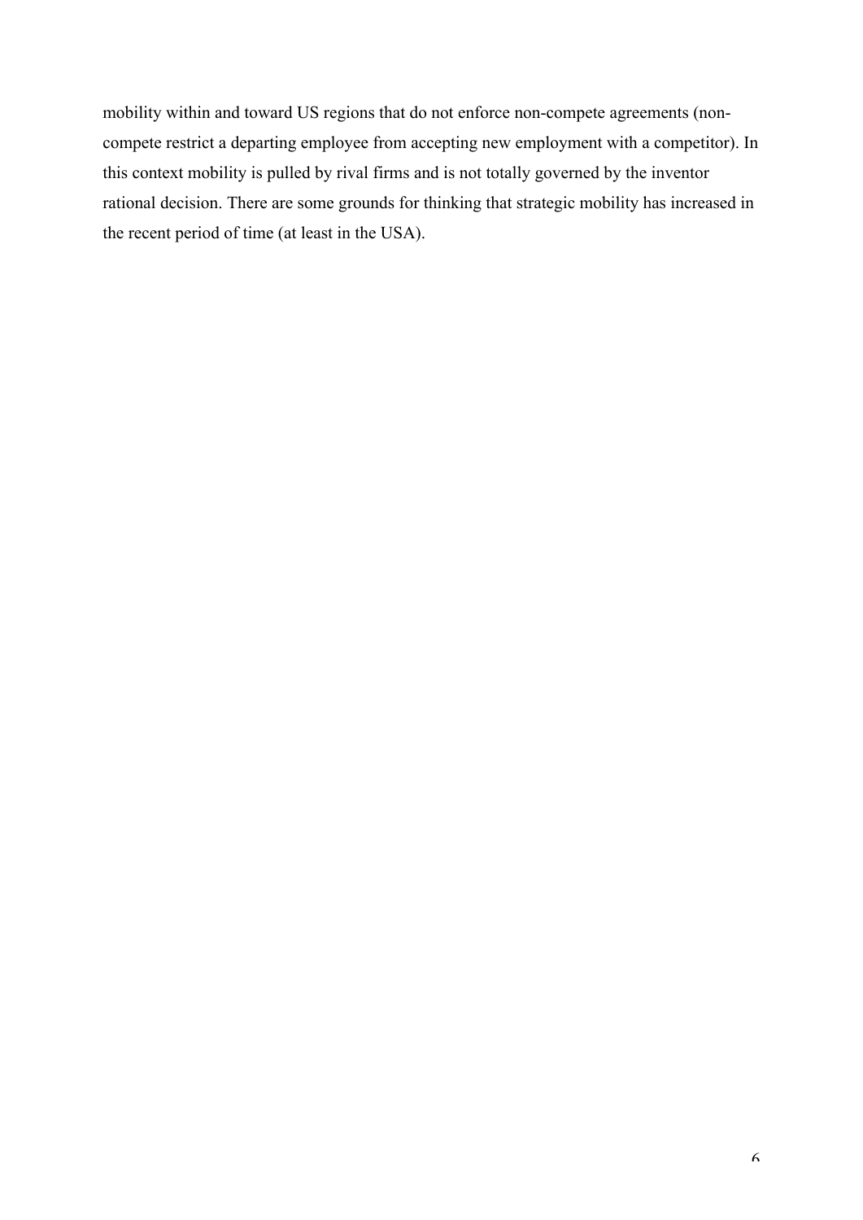mobility within and toward US regions that do not enforce non-compete agreements (non-compete restrict a departing employee from accepting new employment with a competitor). In this context mobility is pulled by rival firms and is not totally governed by the inventor rational decision. There are some grounds for thinking that strategic mobility has increased in the recent period of time (at least in the USA).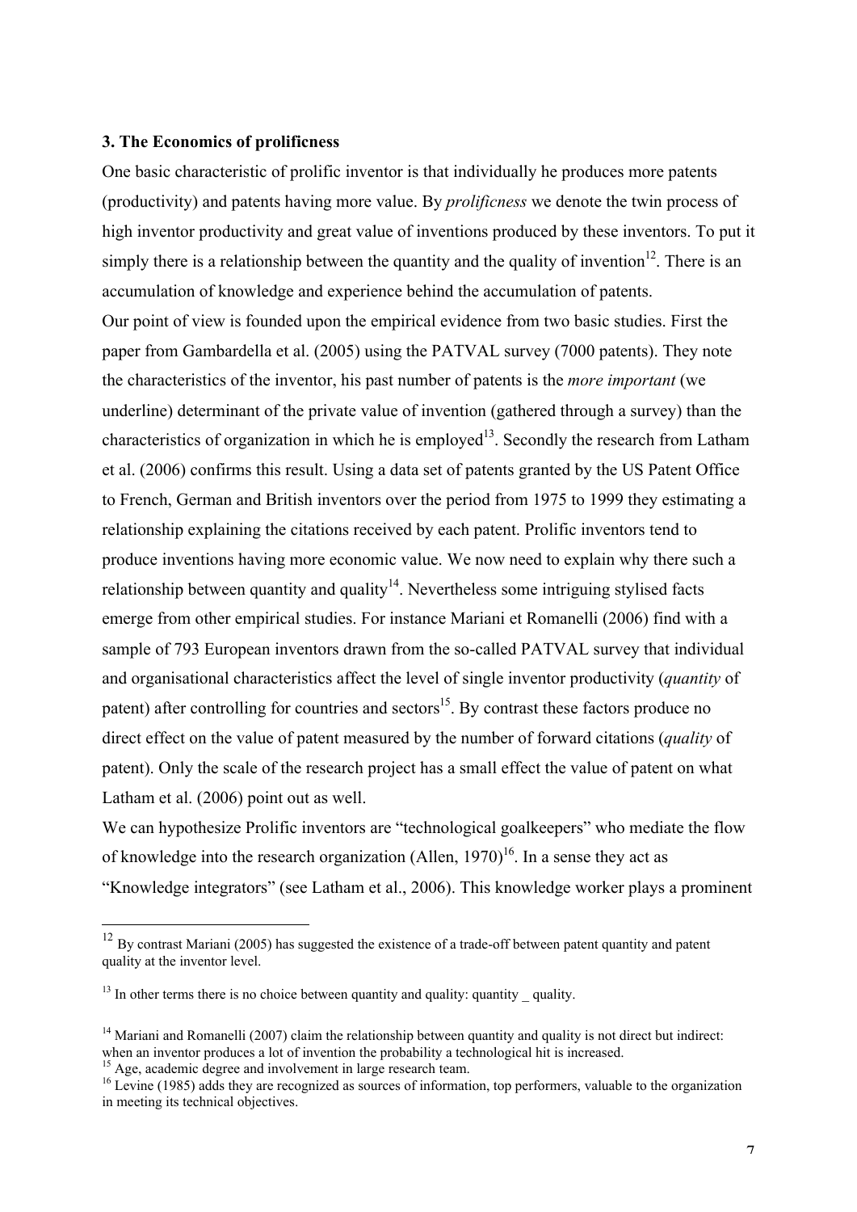### 3. The Economics of prolificness

One basic characteristic of prolific inventor is that individually he produces more patents (productivity) and patents having more value. By *prolificness* we denote the twin process of high inventor productivity and great value of inventions produced by these inventors. To put it simply there is a relationship between the quantity and the quality of invention[12]. There is an accumulation of knowledge and experience behind the accumulation of patents.

Our point of view is founded upon the empirical evidence from two basic studies. First the paper from Gambardella et al. (2005) using the PATVAL survey (7000 patents). They note the characteristics of the inventor, his past number of patents is the *more important* (we underline) determinant of the private value of invention (gathered through a survey) than the characteristics of organization in which he is employed[13]. Secondly the research from Latham et al. (2006) confirms this result. Using a data set of patents granted by the US Patent Office to French, German and British inventors over the period from 1975 to 1999 they estimating a relationship explaining the citations received by each patent. Prolific inventors tend to produce inventions having more economic value. We now need to explain why there such a relationship between quantity and quality[14]. Nevertheless some intriguing stylised facts emerge from other empirical studies. For instance Mariani et Romanelli (2006) find with a sample of 793 European inventors drawn from the so-called PATVAL survey that individual and organisational characteristics affect the level of single inventor productivity (*quantity* of patent) after controlling for countries and sectors[15]. By contrast these factors produce no direct effect on the value of patent measured by the number of forward citations (*quality* of patent). Only the scale of the research project has a small effect the value of patent on what Latham et al. (2006) point out as well.

We can hypothesize Prolific inventors are "technological goalkeepers" who mediate the flow of knowledge into the research organization (Allen, 1970)[16]. In a sense they act as "Knowledge integrators" (see Latham et al., 2006). This knowledge worker plays a prominent

---

[12] By contrast Mariani (2005) has suggested the existence of a trade-off between patent quantity and patent quality at the inventor level.

[13] In other terms there is no choice between quantity and quality: quantity _ quality.

[14] Mariani and Romanelli (2007) claim the relationship between quantity and quality is not direct but indirect: when an inventor produces a lot of invention the probability a technological hit is increased.

[15] Age, academic degree and involvement in large research team.

[16] Levine (1985) adds they are recognized as sources of information, top performers, valuable to the organization in meeting its technical objectives.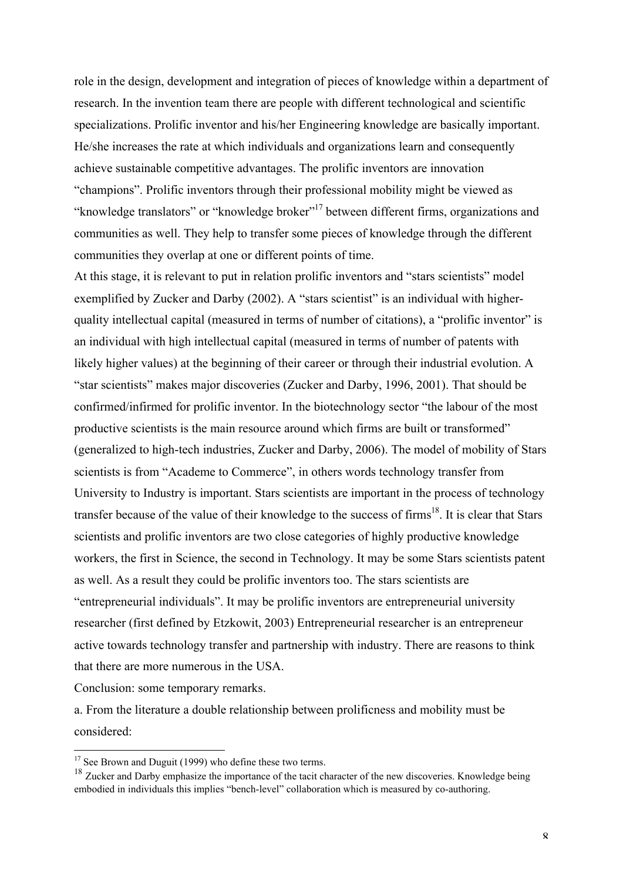role in the design, development and integration of pieces of knowledge within a department of research. In the invention team there are people with different technological and scientific specializations. Prolific inventor and his/her Engineering knowledge are basically important. He/she increases the rate at which individuals and organizations learn and consequently achieve sustainable competitive advantages. The prolific inventors are innovation "champions". Prolific inventors through their professional mobility might be viewed as "knowledge translators" or "knowledge broker"[17] between different firms, organizations and communities as well. They help to transfer some pieces of knowledge through the different communities they overlap at one or different points of time.

At this stage, it is relevant to put in relation prolific inventors and "stars scientists" model exemplified by Zucker and Darby (2002). A "stars scientist" is an individual with higher-quality intellectual capital (measured in terms of number of citations), a "prolific inventor" is an individual with high intellectual capital (measured in terms of number of patents with likely higher values) at the beginning of their career or through their industrial evolution. A "star scientists" makes major discoveries (Zucker and Darby, 1996, 2001). That should be confirmed/infirmed for prolific inventor. In the biotechnology sector "the labour of the most productive scientists is the main resource around which firms are built or transformed" (generalized to high-tech industries, Zucker and Darby, 2006). The model of mobility of Stars scientists is from "Academe to Commerce", in others words technology transfer from University to Industry is important. Stars scientists are important in the process of technology transfer because of the value of their knowledge to the success of firms[18]. It is clear that Stars scientists and prolific inventors are two close categories of highly productive knowledge workers, the first in Science, the second in Technology. It may be some Stars scientists patent as well. As a result they could be prolific inventors too. The stars scientists are "entrepreneurial individuals". It may be prolific inventors are entrepreneurial university researcher (first defined by Etzkowit, 2003) Entrepreneurial researcher is an entrepreneur active towards technology transfer and partnership with industry. There are reasons to think that there are more numerous in the USA.

Conclusion: some temporary remarks.

a. From the literature a double relationship between prolificness and mobility must be considered:

---

[17] See Brown and Duguit (1999) who define these two terms.

[18] Zucker and Darby emphasize the importance of the tacit character of the new discoveries. Knowledge being embodied in individuals this implies "bench-level" collaboration which is measured by co-authoring.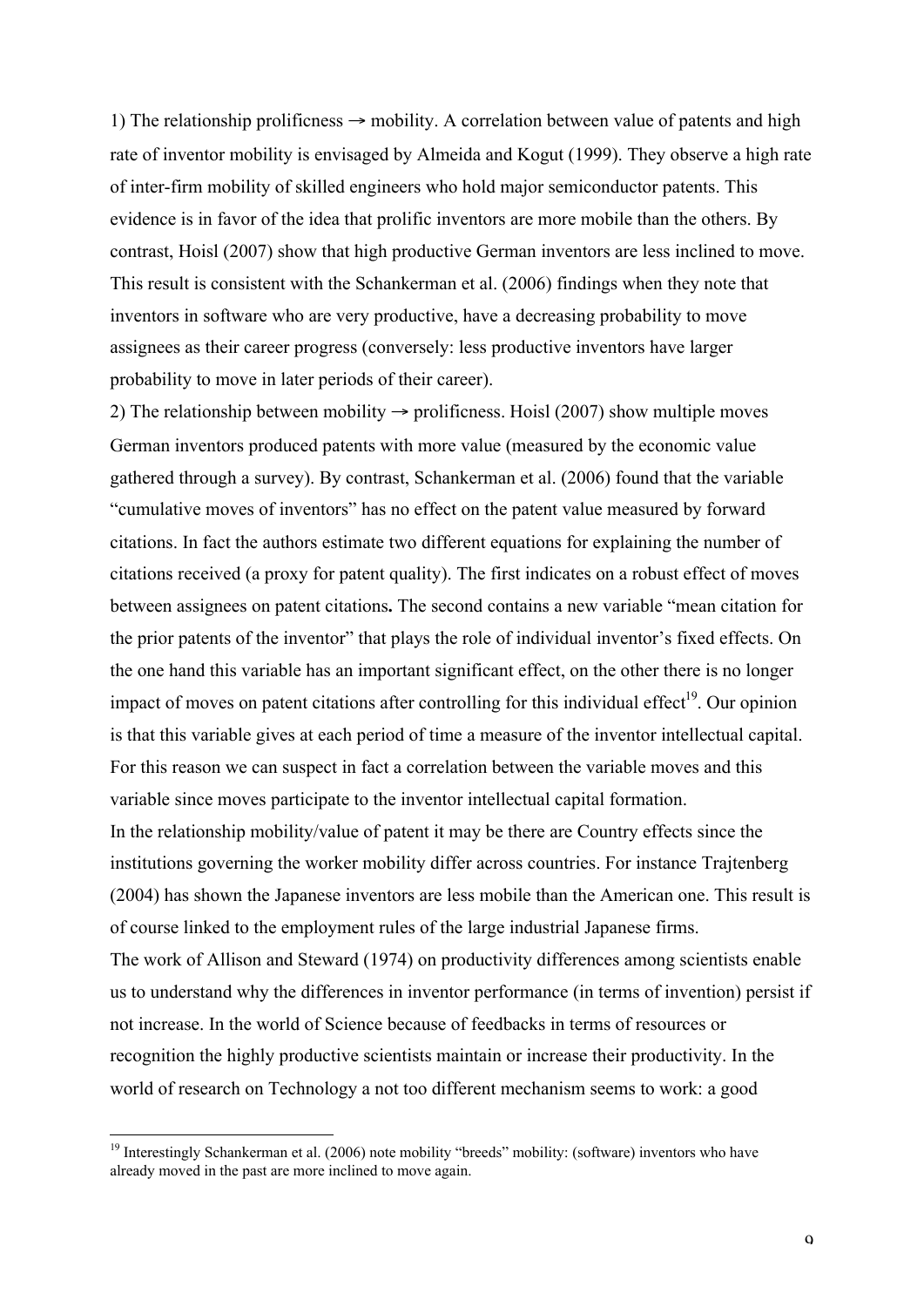1) The relationship prolificness → mobility. A correlation between value of patents and high rate of inventor mobility is envisaged by Almeida and Kogut (1999). They observe a high rate of inter-firm mobility of skilled engineers who hold major semiconductor patents. This evidence is in favor of the idea that prolific inventors are more mobile than the others. By contrast, Hoisl (2007) show that high productive German inventors are less inclined to move. This result is consistent with the Schankerman et al. (2006) findings when they note that inventors in software who are very productive, have a decreasing probability to move assignees as their career progress (conversely: less productive inventors have larger probability to move in later periods of their career).

2) The relationship between mobility → prolificness. Hoisl (2007) show multiple moves German inventors produced patents with more value (measured by the economic value gathered through a survey). By contrast, Schankerman et al. (2006) found that the variable "cumulative moves of inventors" has no effect on the patent value measured by forward citations. In fact the authors estimate two different equations for explaining the number of citations received (a proxy for patent quality). The first indicates on a robust effect of moves between assignees on patent citations**.** The second contains a new variable "mean citation for the prior patents of the inventor" that plays the role of individual inventor's fixed effects. On the one hand this variable has an important significant effect, on the other there is no longer impact of moves on patent citations after controlling for this individual effect[19]. Our opinion is that this variable gives at each period of time a measure of the inventor intellectual capital. For this reason we can suspect in fact a correlation between the variable moves and this variable since moves participate to the inventor intellectual capital formation.

In the relationship mobility/value of patent it may be there are Country effects since the institutions governing the worker mobility differ across countries. For instance Trajtenberg (2004) has shown the Japanese inventors are less mobile than the American one. This result is of course linked to the employment rules of the large industrial Japanese firms.

The work of Allison and Steward (1974) on productivity differences among scientists enable us to understand why the differences in inventor performance (in terms of invention) persist if not increase. In the world of Science because of feedbacks in terms of resources or recognition the highly productive scientists maintain or increase their productivity. In the world of research on Technology a not too different mechanism seems to work: a good

[19] Interestingly Schankerman et al. (2006) note mobility "breeds" mobility: (software) inventors who have already moved in the past are more inclined to move again.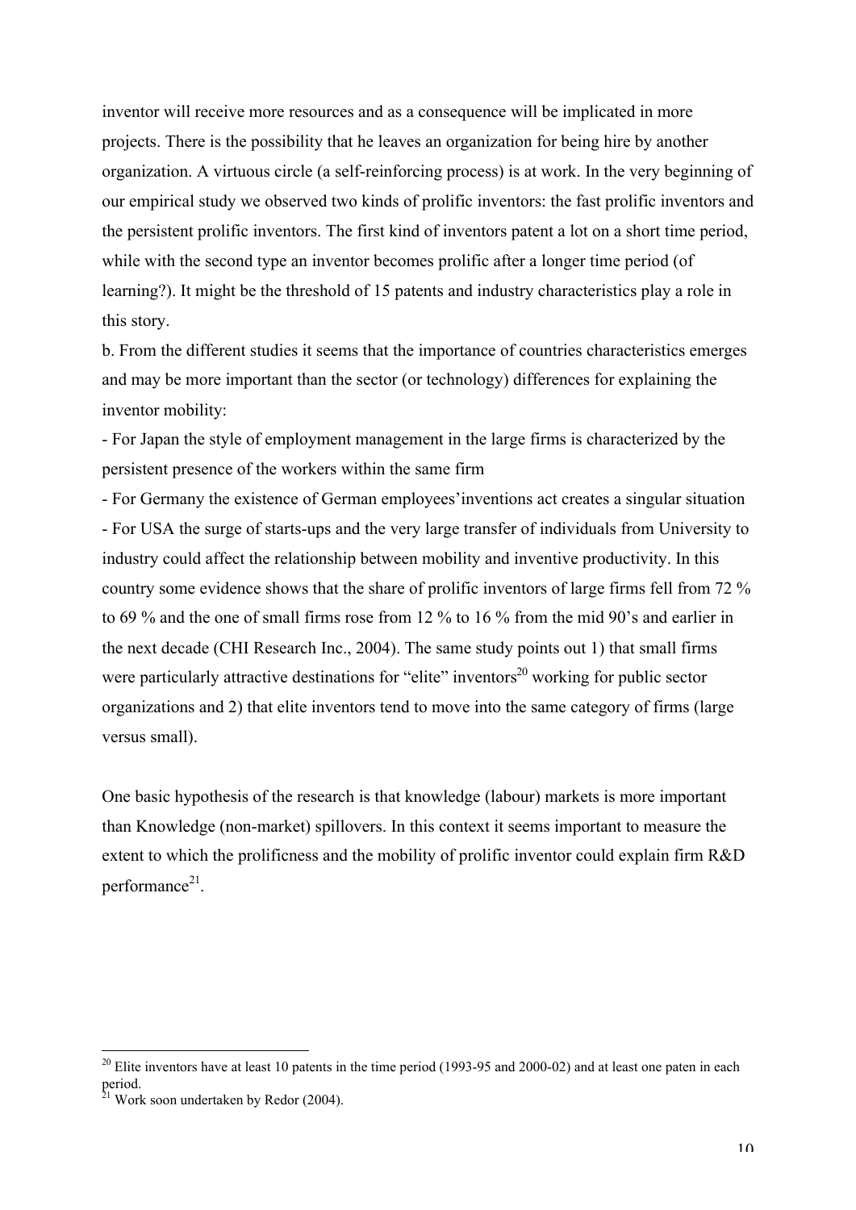inventor will receive more resources and as a consequence will be implicated in more projects. There is the possibility that he leaves an organization for being hire by another organization. A virtuous circle (a self-reinforcing process) is at work. In the very beginning of our empirical study we observed two kinds of prolific inventors: the fast prolific inventors and the persistent prolific inventors. The first kind of inventors patent a lot on a short time period, while with the second type an inventor becomes prolific after a longer time period (of learning?). It might be the threshold of 15 patents and industry characteristics play a role in this story.

b. From the different studies it seems that the importance of countries characteristics emerges and may be more important than the sector (or technology) differences for explaining the inventor mobility:

- For Japan the style of employment management in the large firms is characterized by the persistent presence of the workers within the same firm
- For Germany the existence of German employees'inventions act creates a singular situation
- For USA the surge of starts-ups and the very large transfer of individuals from University to industry could affect the relationship between mobility and inventive productivity. In this country some evidence shows that the share of prolific inventors of large firms fell from 72 % to 69 % and the one of small firms rose from 12 % to 16 % from the mid 90's and earlier in the next decade (CHI Research Inc., 2004). The same study points out 1) that small firms were particularly attractive destinations for "elite" inventors[20] working for public sector organizations and 2) that elite inventors tend to move into the same category of firms (large versus small).

One basic hypothesis of the research is that knowledge (labour) markets is more important than Knowledge (non-market) spillovers. In this context it seems important to measure the extent to which the prolificness and the mobility of prolific inventor could explain firm R&D performance[21].

---

[20] Elite inventors have at least 10 patents in the time period (1993-95 and 2000-02) and at least one paten in each period.

[21] Work soon undertaken by Redor (2004).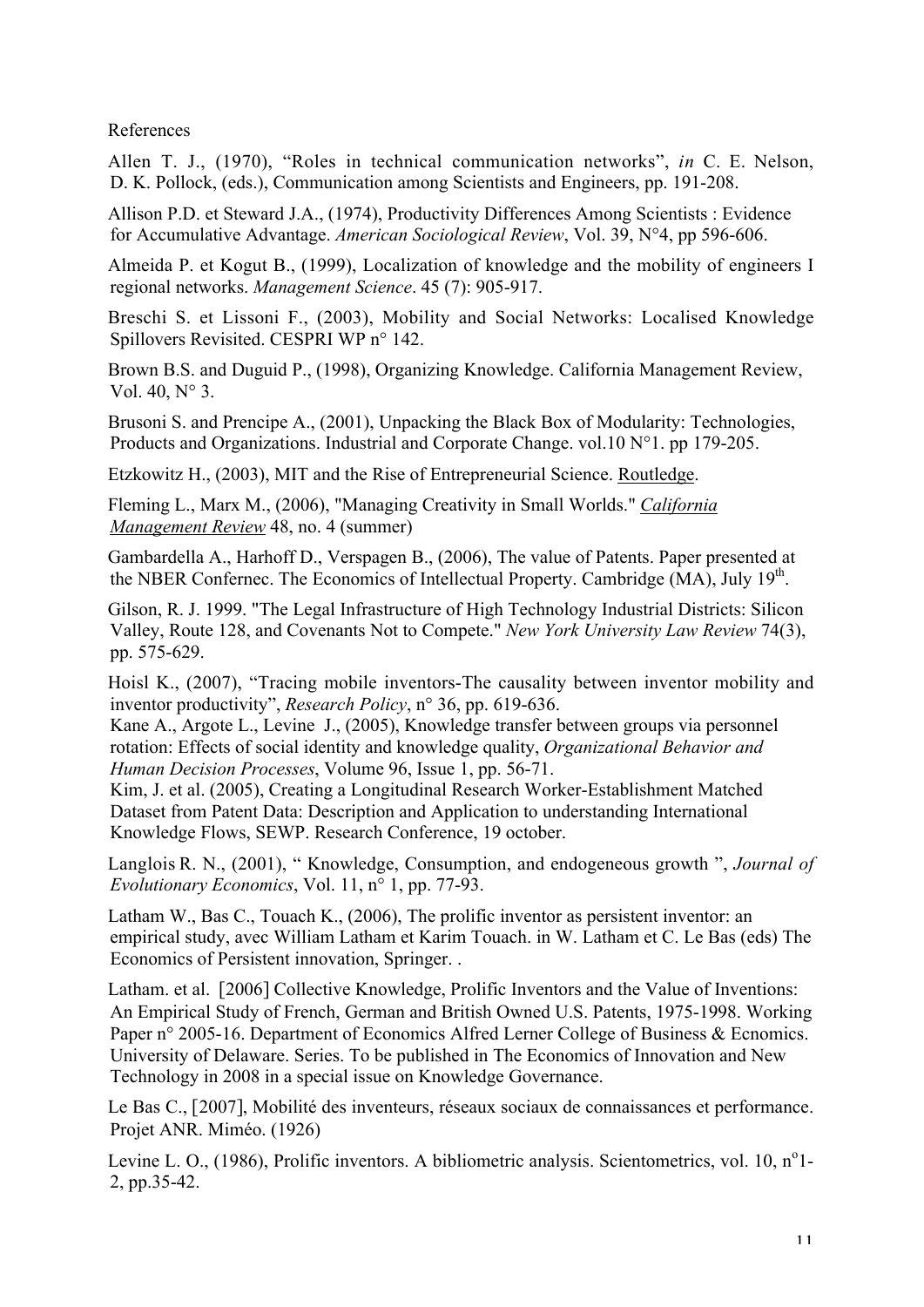References

Allen T. J., (1970), "Roles in technical communication networks", *in* C. E. Nelson, D. K. Pollock, (eds.), Communication among Scientists and Engineers, pp. 191-208.

Allison P.D. et Steward J.A., (1974), Productivity Differences Among Scientists : Evidence for Accumulative Advantage. *American Sociological Review*, Vol. 39, N°4, pp 596-606.

Almeida P. et Kogut B., (1999), Localization of knowledge and the mobility of engineers I regional networks. *Management Science*. 45 (7): 905-917.

Breschi S. et Lissoni F., (2003), Mobility and Social Networks: Localised Knowledge Spillovers Revisited. CESPRI WP n° 142.

Brown B.S. and Duguid P., (1998), Organizing Knowledge. California Management Review, Vol. 40, N° 3.

Brusoni S. and Prencipe A., (2001), Unpacking the Black Box of Modularity: Technologies, Products and Organizations. Industrial and Corporate Change. vol.10 N°1. pp 179-205.

Etzkowitz H., (2003), MIT and the Rise of Entrepreneurial Science. Routledge.

Fleming L., Marx M., (2006), "Managing Creativity in Small Worlds." *California Management Review* 48, no. 4 (summer)

Gambardella A., Harhoff D., Verspagen B., (2006), The value of Patents. Paper presented at the NBER Confernec. The Economics of Intellectual Property. Cambridge (MA), July 19th.

Gilson, R. J. 1999. "The Legal Infrastructure of High Technology Industrial Districts: Silicon Valley, Route 128, and Covenants Not to Compete." *New York University Law Review* 74(3), pp. 575-629.

Hoisl K., (2007), "Tracing mobile inventors-The causality between inventor mobility and inventor productivity", *Research Policy*, n° 36, pp. 619-636.

Kane A., Argote L., Levine J., (2005), Knowledge transfer between groups via personnel rotation: Effects of social identity and knowledge quality, *Organizational Behavior and Human Decision Processes*, Volume 96, Issue 1, pp. 56-71.

Kim, J. et al. (2005), Creating a Longitudinal Research Worker-Establishment Matched Dataset from Patent Data: Description and Application to understanding International Knowledge Flows, SEWP. Research Conference, 19 october.

Langlois R. N., (2001), " Knowledge, Consumption, and endogeneous growth ", *Journal of Evolutionary Economics*, Vol. 11, n° 1, pp. 77-93.

Latham W., Bas C., Touach K., (2006), The prolific inventor as persistent inventor: an empirical study, avec William Latham et Karim Touach. in W. Latham et C. Le Bas (eds) The Economics of Persistent innovation, Springer. .

Latham. et al. [2006] Collective Knowledge, Prolific Inventors and the Value of Inventions: An Empirical Study of French, German and British Owned U.S. Patents, 1975-1998. Working Paper n° 2005-16. Department of Economics Alfred Lerner College of Business & Ecnomics. University of Delaware. Series. To be published in The Economics of Innovation and New Technology in 2008 in a special issue on Knowledge Governance.

Le Bas C., [2007], Mobilité des inventeurs, réseaux sociaux de connaissances et performance. Projet ANR. Miméo. (1926)

Levine L. O., (1986), Prolific inventors. A bibliometric analysis. Scientometrics, vol. 10, n°1-2, pp.35-42.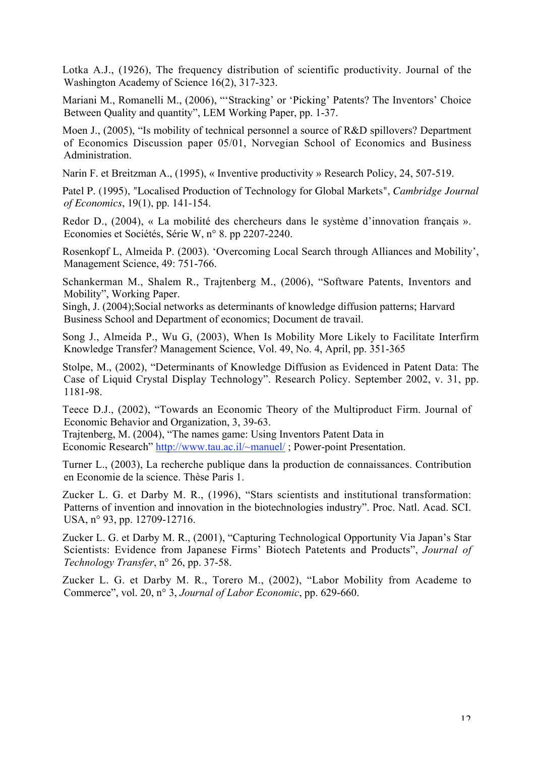Lotka A.J., (1926), The frequency distribution of scientific productivity. Journal of the Washington Academy of Science 16(2), 317-323.

Mariani M., Romanelli M., (2006), "'Stracking' or 'Picking' Patents? The Inventors' Choice Between Quality and quantity", LEM Working Paper, pp. 1-37.

Moen J., (2005), "Is mobility of technical personnel a source of R&D spillovers? Department of Economics Discussion paper 05/01, Norvegian School of Economics and Business Administration.

Narin F. et Breitzman A., (1995), « Inventive productivity » Research Policy, 24, 507-519.

Patel P. (1995), "Localised Production of Technology for Global Markets", *Cambridge Journal of Economics*, 19(1), pp. 141-154.

Redor D., (2004), « La mobilité des chercheurs dans le système d'innovation français ». Economies et Sociétés, Série W, n° 8. pp 2207-2240.

Rosenkopf L, Almeida P. (2003). 'Overcoming Local Search through Alliances and Mobility', Management Science, 49: 751-766.

Schankerman M., Shalem R., Trajtenberg M., (2006), "Software Patents, Inventors and Mobility", Working Paper.

Singh, J. (2004);Social networks as determinants of knowledge diffusion patterns; Harvard Business School and Department of economics; Document de travail.

Song J., Almeida P., Wu G, (2003), When Is Mobility More Likely to Facilitate Interfirm Knowledge Transfer? Management Science, Vol. 49, No. 4, April, pp. 351-365

Stolpe, M., (2002), "Determinants of Knowledge Diffusion as Evidenced in Patent Data: The Case of Liquid Crystal Display Technology". Research Policy. September 2002, v. 31, pp. 1181-98.

Teece D.J., (2002), "Towards an Economic Theory of the Multiproduct Firm. Journal of Economic Behavior and Organization, 3, 39-63.

Trajtenberg, M. (2004), "The names game: Using Inventors Patent Data in Economic Research" http://www.tau.ac.il/~manuel/ ; Power-point Presentation.

Turner L., (2003), La recherche publique dans la production de connaissances. Contribution en Economie de la science. Thèse Paris 1.

Zucker L. G. et Darby M. R., (1996), "Stars scientists and institutional transformation: Patterns of invention and innovation in the biotechnologies industry". Proc. Natl. Acad. SCI. USA, n° 93, pp. 12709-12716.

Zucker L. G. et Darby M. R., (2001), "Capturing Technological Opportunity Via Japan's Star Scientists: Evidence from Japanese Firms' Biotech Patetents and Products", *Journal of Technology Transfer*, n° 26, pp. 37-58.

Zucker L. G. et Darby M. R., Torero M., (2002), "Labor Mobility from Academe to Commerce", vol. 20, n° 3, *Journal of Labor Economic*, pp. 629-660.